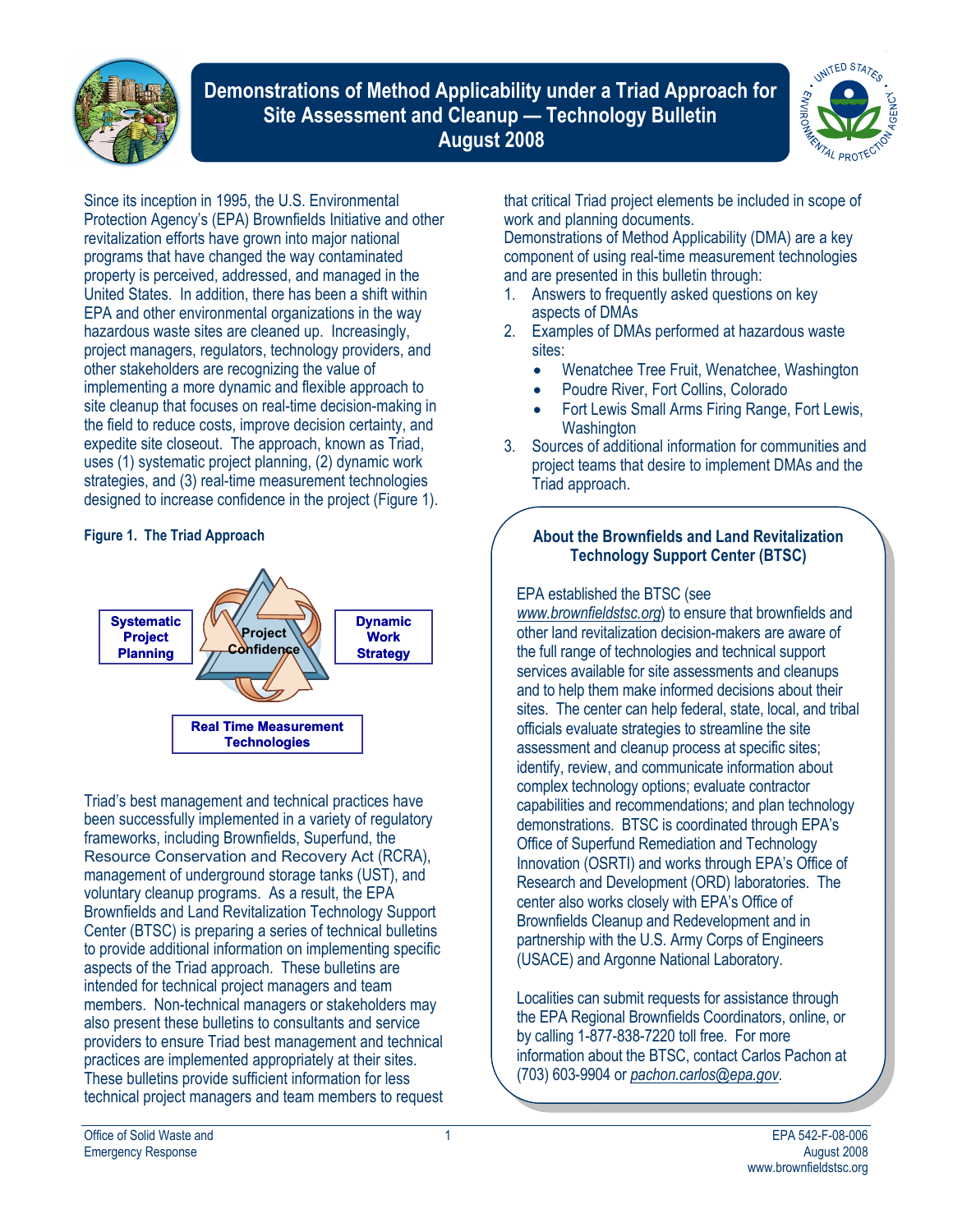# Demonstrations of Method Applicability under a Triad Approach for Site Assessment and Cleanup — Technology Bulletin August 2008

Since its inception in 1995, the U.S. Environmental Protection Agency's (EPA) Brownfields Initiative and other revitalization efforts have grown into major national programs that have changed the way contaminated property is perceived, addressed, and managed in the United States. In addition, there has been a shift within EPA and other environmental organizations in the way hazardous waste sites are cleaned up. Increasingly, project managers, regulators, technology providers, and other stakeholders are recognizing the value of implementing a more dynamic and flexible approach to site cleanup that focuses on real-time decision-making in the field to reduce costs, improve decision certainty, and expedite site closeout. The approach, known as Triad, uses (1) systematic project planning, (2) dynamic work strategies, and (3) real-time measurement technologies designed to increase confidence in the project (Figure 1).

**Figure 1. The Triad Approach**

Systematic Project Planning

Project Confidence

Dynamic Work Strategy

Real Time Measurement Technologies

Triad's best management and technical practices have been successfully implemented in a variety of regulatory frameworks, including Brownfields, Superfund, the Resource Conservation and Recovery Act (RCRA), management of underground storage tanks (UST), and voluntary cleanup programs. As a result, the EPA Brownfields and Land Revitalization Technology Support Center (BTSC) is preparing a series of technical bulletins to provide additional information on implementing specific aspects of the Triad approach. These bulletins are intended for technical project managers and team members. Non-technical managers or stakeholders may also present these bulletins to consultants and service providers to ensure Triad best management and technical practices are implemented appropriately at their sites. These bulletins provide sufficient information for less technical project managers and team members to request that critical Triad project elements be included in scope of work and planning documents.

Demonstrations of Method Applicability (DMA) are a key component of using real-time measurement technologies and are presented in this bulletin through:

1. Answers to frequently asked questions on key aspects of DMAs
2. Examples of DMAs performed at hazardous waste sites:
   - Wenatchee Tree Fruit, Wenatchee, Washington
   - Poudre River, Fort Collins, Colorado
   - Fort Lewis Small Arms Firing Range, Fort Lewis, Washington
3. Sources of additional information for communities and project teams that desire to implement DMAs and the Triad approach.

## About the Brownfields and Land Revitalization Technology Support Center (BTSC)

EPA established the BTSC (see *www.brownfieldstsc.org*) to ensure that brownfields and other land revitalization decision-makers are aware of the full range of technologies and technical support services available for site assessments and cleanups and to help them make informed decisions about their sites. The center can help federal, state, local, and tribal officials evaluate strategies to streamline the site assessment and cleanup process at specific sites; identify, review, and communicate information about complex technology options; evaluate contractor capabilities and recommendations; and plan technology demonstrations. BTSC is coordinated through EPA's Office of Superfund Remediation and Technology Innovation (OSRTI) and works through EPA's Office of Research and Development (ORD) laboratories. The center also works closely with EPA's Office of Brownfields Cleanup and Redevelopment and in partnership with the U.S. Army Corps of Engineers (USACE) and Argonne National Laboratory.

Localities can submit requests for assistance through the EPA Regional Brownfields Coordinators, online, or by calling 1-877-838-7220 toll free. For more information about the BTSC, contact Carlos Pachon at (703) 603-9904 or *pachon.carlos@epa.gov*.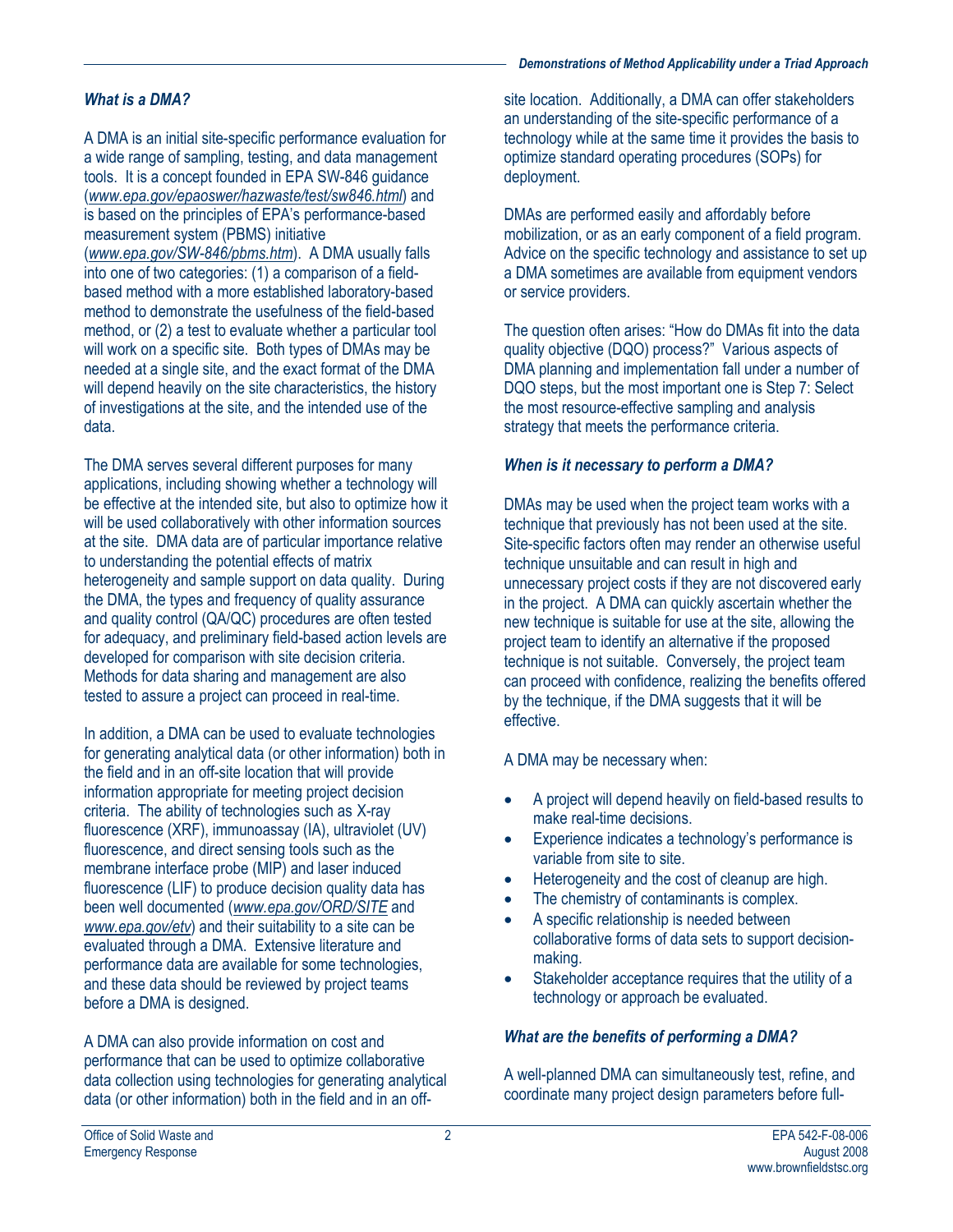### *What is a DMA?*

A DMA is an initial site-specific performance evaluation for a wide range of sampling, testing, and data management tools. It is a concept founded in EPA SW-846 guidance (*www.epa.gov/epaoswer/hazwaste/test/sw846.html*) and is based on the principles of EPA's performance-based measurement system (PBMS) initiative (*www.epa.gov/SW-846/pbms.htm*). A DMA usually falls into one of two categories: (1) a comparison of a field-based method with a more established laboratory-based method to demonstrate the usefulness of the field-based method, or (2) a test to evaluate whether a particular tool will work on a specific site. Both types of DMAs may be needed at a single site, and the exact format of the DMA will depend heavily on the site characteristics, the history of investigations at the site, and the intended use of the data.

The DMA serves several different purposes for many applications, including showing whether a technology will be effective at the intended site, but also to optimize how it will be used collaboratively with other information sources at the site. DMA data are of particular importance relative to understanding the potential effects of matrix heterogeneity and sample support on data quality. During the DMA, the types and frequency of quality assurance and quality control (QA/QC) procedures are often tested for adequacy, and preliminary field-based action levels are developed for comparison with site decision criteria. Methods for data sharing and management are also tested to assure a project can proceed in real-time.

In addition, a DMA can be used to evaluate technologies for generating analytical data (or other information) both in the field and in an off-site location that will provide information appropriate for meeting project decision criteria. The ability of technologies such as X-ray fluorescence (XRF), immunoassay (IA), ultraviolet (UV) fluorescence, and direct sensing tools such as the membrane interface probe (MIP) and laser induced fluorescence (LIF) to produce decision quality data has been well documented (*www.epa.gov/ORD/SITE* and *www.epa.gov/etv*) and their suitability to a site can be evaluated through a DMA. Extensive literature and performance data are available for some technologies, and these data should be reviewed by project teams before a DMA is designed.

A DMA can also provide information on cost and performance that can be used to optimize collaborative data collection using technologies for generating analytical data (or other information) both in the field and in an off-site location. Additionally, a DMA can offer stakeholders an understanding of the site-specific performance of a technology while at the same time it provides the basis to optimize standard operating procedures (SOPs) for deployment.

DMAs are performed easily and affordably before mobilization, or as an early component of a field program. Advice on the specific technology and assistance to set up a DMA sometimes are available from equipment vendors or service providers.

The question often arises: "How do DMAs fit into the data quality objective (DQO) process?" Various aspects of DMA planning and implementation fall under a number of DQO steps, but the most important one is Step 7: Select the most resource-effective sampling and analysis strategy that meets the performance criteria.

### *When is it necessary to perform a DMA?*

DMAs may be used when the project team works with a technique that previously has not been used at the site. Site-specific factors often may render an otherwise useful technique unsuitable and can result in high and unnecessary project costs if they are not discovered early in the project. A DMA can quickly ascertain whether the new technique is suitable for use at the site, allowing the project team to identify an alternative if the proposed technique is not suitable. Conversely, the project team can proceed with confidence, realizing the benefits offered by the technique, if the DMA suggests that it will be effective.

A DMA may be necessary when:

- A project will depend heavily on field-based results to make real-time decisions.
- Experience indicates a technology's performance is variable from site to site.
- Heterogeneity and the cost of cleanup are high.
- The chemistry of contaminants is complex.
- A specific relationship is needed between collaborative forms of data sets to support decision-making.
- Stakeholder acceptance requires that the utility of a technology or approach be evaluated.

### *What are the benefits of performing a DMA?*

A well-planned DMA can simultaneously test, refine, and coordinate many project design parameters before full-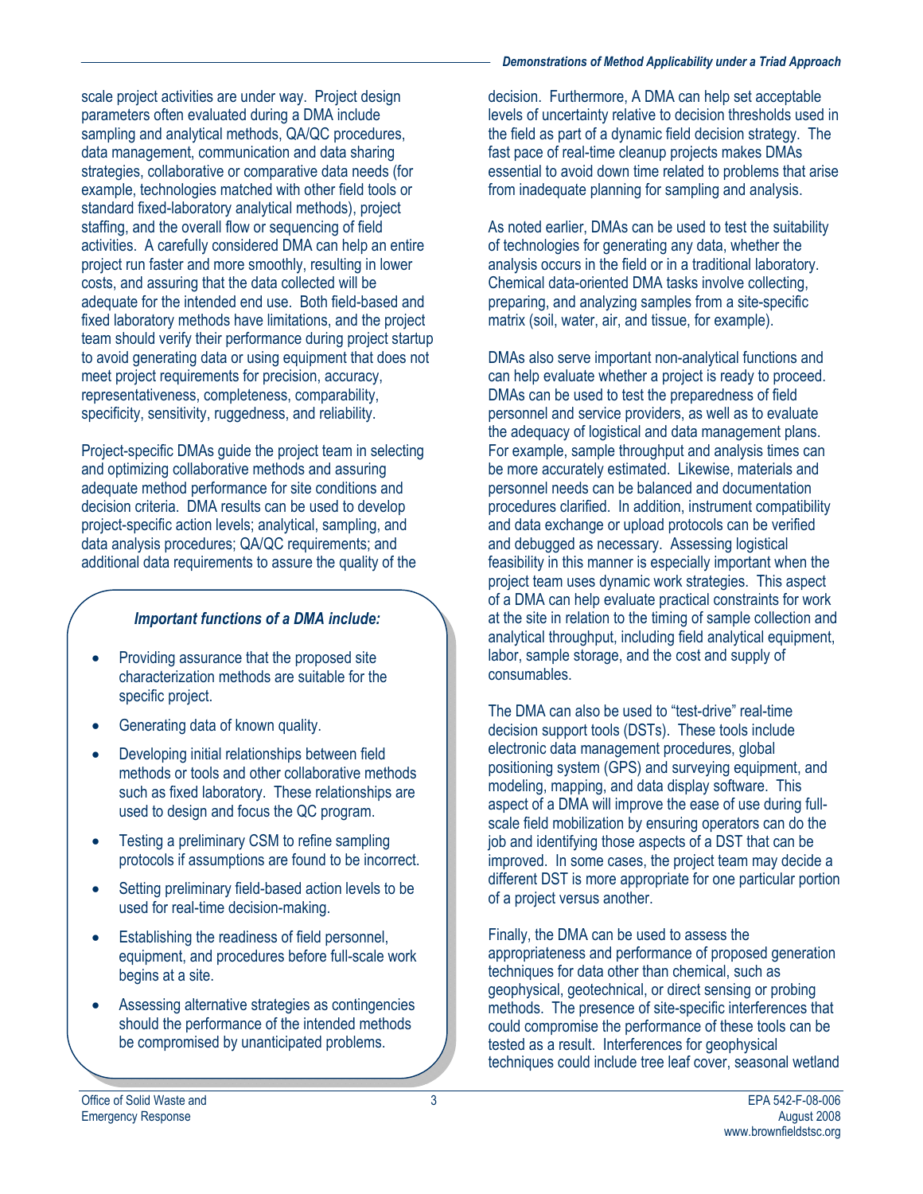scale project activities are under way. Project design parameters often evaluated during a DMA include sampling and analytical methods, QA/QC procedures, data management, communication and data sharing strategies, collaborative or comparative data needs (for example, technologies matched with other field tools or standard fixed-laboratory analytical methods), project staffing, and the overall flow or sequencing of field activities. A carefully considered DMA can help an entire project run faster and more smoothly, resulting in lower costs, and assuring that the data collected will be adequate for the intended end use. Both field-based and fixed laboratory methods have limitations, and the project team should verify their performance during project startup to avoid generating data or using equipment that does not meet project requirements for precision, accuracy, representativeness, completeness, comparability, specificity, sensitivity, ruggedness, and reliability.

Project-specific DMAs guide the project team in selecting and optimizing collaborative methods and assuring adequate method performance for site conditions and decision criteria. DMA results can be used to develop project-specific action levels; analytical, sampling, and data analysis procedures; QA/QC requirements; and additional data requirements to assure the quality of the decision. Furthermore, A DMA can help set acceptable levels of uncertainty relative to decision thresholds used in the field as part of a dynamic field decision strategy. The fast pace of real-time cleanup projects makes DMAs essential to avoid down time related to problems that arise from inadequate planning for sampling and analysis.

***Important functions of a DMA include:***

- Providing assurance that the proposed site characterization methods are suitable for the specific project.
- Generating data of known quality.
- Developing initial relationships between field methods or tools and other collaborative methods such as fixed laboratory. These relationships are used to design and focus the QC program.
- Testing a preliminary CSM to refine sampling protocols if assumptions are found to be incorrect.
- Setting preliminary field-based action levels to be used for real-time decision-making.
- Establishing the readiness of field personnel, equipment, and procedures before full-scale work begins at a site.
- Assessing alternative strategies as contingencies should the performance of the intended methods be compromised by unanticipated problems.

As noted earlier, DMAs can be used to test the suitability of technologies for generating any data, whether the analysis occurs in the field or in a traditional laboratory. Chemical data-oriented DMA tasks involve collecting, preparing, and analyzing samples from a site-specific matrix (soil, water, air, and tissue, for example).

DMAs also serve important non-analytical functions and can help evaluate whether a project is ready to proceed. DMAs can be used to test the preparedness of field personnel and service providers, as well as to evaluate the adequacy of logistical and data management plans. For example, sample throughput and analysis times can be more accurately estimated. Likewise, materials and personnel needs can be balanced and documentation procedures clarified. In addition, instrument compatibility and data exchange or upload protocols can be verified and debugged as necessary. Assessing logistical feasibility in this manner is especially important when the project team uses dynamic work strategies. This aspect of a DMA can help evaluate practical constraints for work at the site in relation to the timing of sample collection and analytical throughput, including field analytical equipment, labor, sample storage, and the cost and supply of consumables.

The DMA can also be used to "test-drive" real-time decision support tools (DSTs). These tools include electronic data management procedures, global positioning system (GPS) and surveying equipment, and modeling, mapping, and data display software. This aspect of a DMA will improve the ease of use during full-scale field mobilization by ensuring operators can do the job and identifying those aspects of a DST that can be improved. In some cases, the project team may decide a different DST is more appropriate for one particular portion of a project versus another.

Finally, the DMA can be used to assess the appropriateness and performance of proposed generation techniques for data other than chemical, such as geophysical, geotechnical, or direct sensing or probing methods. The presence of site-specific interferences that could compromise the performance of these tools can be tested as a result. Interferences for geophysical techniques could include tree leaf cover, seasonal wetland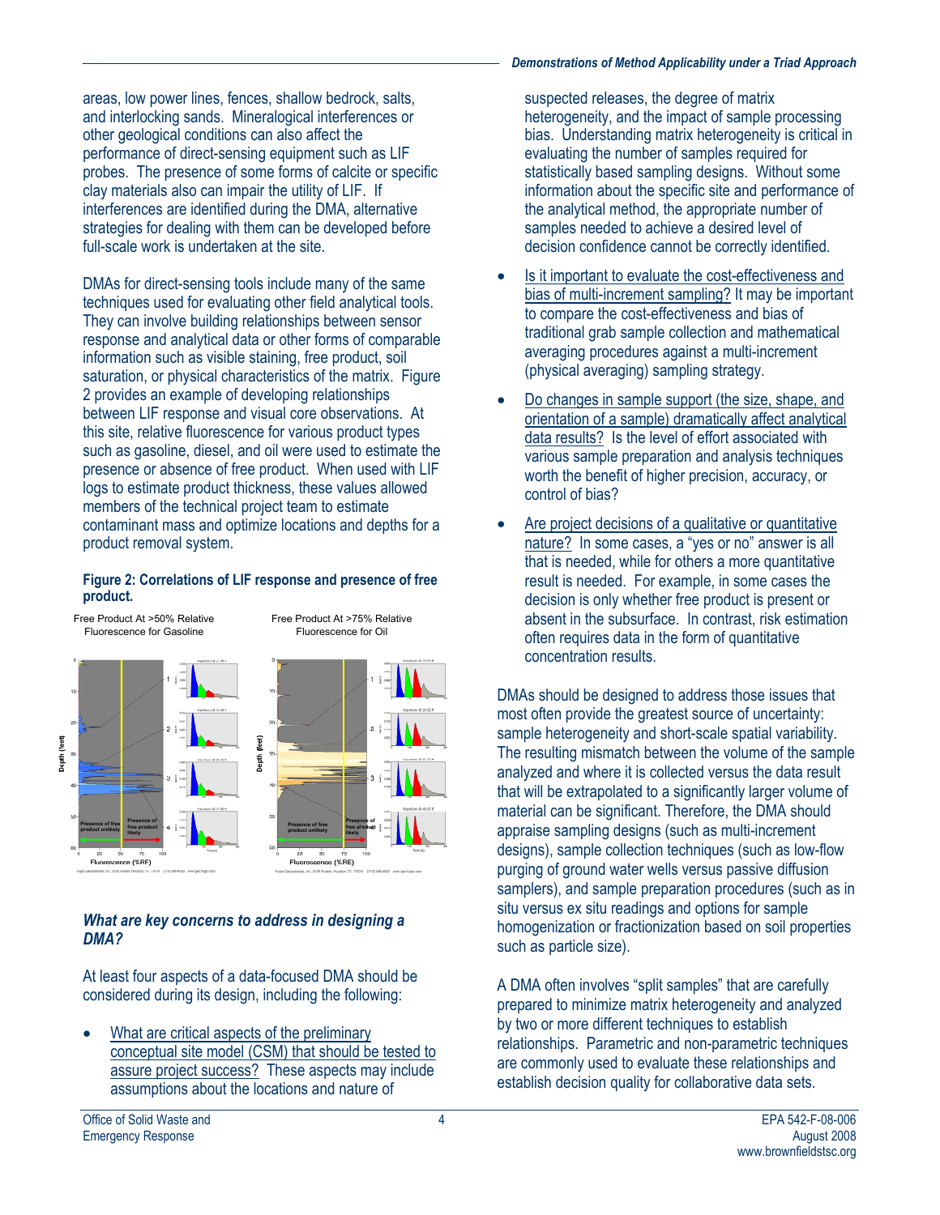areas, low power lines, fences, shallow bedrock, salts, and interlocking sands. Mineralogical interferences or other geological conditions can also affect the performance of direct-sensing equipment such as LIF probes. The presence of some forms of calcite or specific clay materials also can impair the utility of LIF. If interferences are identified during the DMA, alternative strategies for dealing with them can be developed before full-scale work is undertaken at the site.

DMAs for direct-sensing tools include many of the same techniques used for evaluating other field analytical tools. They can involve building relationships between sensor response and analytical data or other forms of comparable information such as visible staining, free product, soil saturation, or physical characteristics of the matrix. Figure 2 provides an example of developing relationships between LIF response and visual core observations. At this site, relative fluorescence for various product types such as gasoline, diesel, and oil were used to estimate the presence or absence of free product. When used with LIF logs to estimate product thickness, these values allowed members of the technical project team to estimate contaminant mass and optimize locations and depths for a product removal system.

**Figure 2: Correlations of LIF response and presence of free product.**

Free Product At >50% Relative Fluorescence for Gasoline

Free Product At >75% Relative Fluorescence for Oil

Depth (feet)

Presence of free product unlikely

Presence of free product likely

Fluorescence (%RF)

Fluorescence (%RE)

### *What are key concerns to address in designing a DMA?*

At least four aspects of a data-focused DMA should be considered during its design, including the following:

- What are critical aspects of the preliminary conceptual site model (CSM) that should be tested to assure project success? These aspects may include assumptions about the locations and nature of suspected releases, the degree of matrix heterogeneity, and the impact of sample processing bias. Understanding matrix heterogeneity is critical in evaluating the number of samples required for statistically based sampling designs. Without some information about the specific site and performance of the analytical method, the appropriate number of samples needed to achieve a desired level of decision confidence cannot be correctly identified.
- Is it important to evaluate the cost-effectiveness and bias of multi-increment sampling? It may be important to compare the cost-effectiveness and bias of traditional grab sample collection and mathematical averaging procedures against a multi-increment (physical averaging) sampling strategy.
- Do changes in sample support (the size, shape, and orientation of a sample) dramatically affect analytical data results? Is the level of effort associated with various sample preparation and analysis techniques worth the benefit of higher precision, accuracy, or control of bias?
- Are project decisions of a qualitative or quantitative nature? In some cases, a "yes or no" answer is all that is needed, while for others a more quantitative result is needed. For example, in some cases the decision is only whether free product is present or absent in the subsurface. In contrast, risk estimation often requires data in the form of quantitative concentration results.

DMAs should be designed to address those issues that most often provide the greatest source of uncertainty: sample heterogeneity and short-scale spatial variability. The resulting mismatch between the volume of the sample analyzed and where it is collected versus the data result that will be extrapolated to a significantly larger volume of material can be significant. Therefore, the DMA should appraise sampling designs (such as multi-increment designs), sample collection techniques (such as low-flow purging of ground water wells versus passive diffusion samplers), and sample preparation procedures (such as in situ versus ex situ readings and options for sample homogenization or fractionization based on soil properties such as particle size).

A DMA often involves "split samples" that are carefully prepared to minimize matrix heterogeneity and analyzed by two or more different techniques to establish relationships. Parametric and non-parametric techniques are commonly used to evaluate these relationships and establish decision quality for collaborative data sets.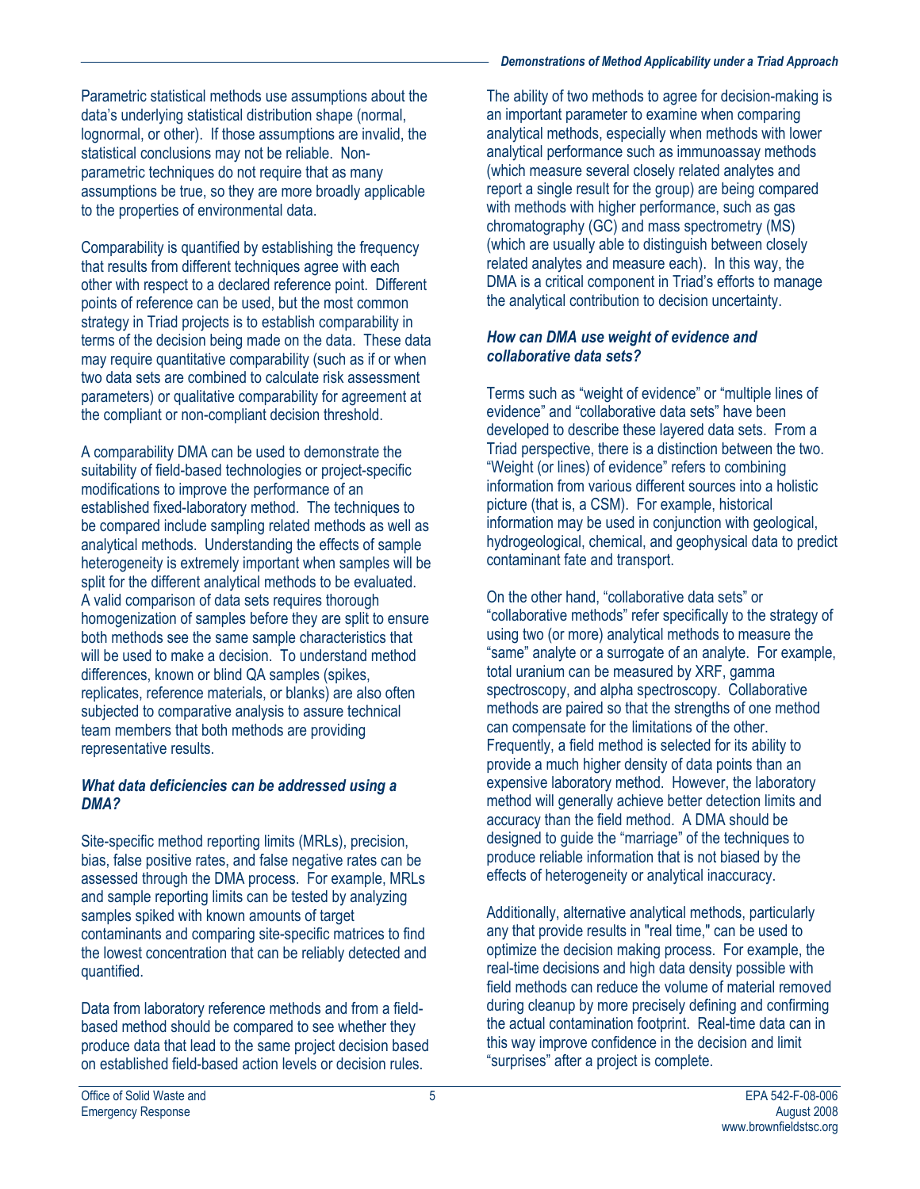Parametric statistical methods use assumptions about the data's underlying statistical distribution shape (normal, lognormal, or other). If those assumptions are invalid, the statistical conclusions may not be reliable. Non-parametric techniques do not require that as many assumptions be true, so they are more broadly applicable to the properties of environmental data.

Comparability is quantified by establishing the frequency that results from different techniques agree with each other with respect to a declared reference point. Different points of reference can be used, but the most common strategy in Triad projects is to establish comparability in terms of the decision being made on the data. These data may require quantitative comparability (such as if or when two data sets are combined to calculate risk assessment parameters) or qualitative comparability for agreement at the compliant or non-compliant decision threshold.

A comparability DMA can be used to demonstrate the suitability of field-based technologies or project-specific modifications to improve the performance of an established fixed-laboratory method. The techniques to be compared include sampling related methods as well as analytical methods. Understanding the effects of sample heterogeneity is extremely important when samples will be split for the different analytical methods to be evaluated. A valid comparison of data sets requires thorough homogenization of samples before they are split to ensure both methods see the same sample characteristics that will be used to make a decision. To understand method differences, known or blind QA samples (spikes, replicates, reference materials, or blanks) are also often subjected to comparative analysis to assure technical team members that both methods are providing representative results.

### *What data deficiencies can be addressed using a DMA?*

Site-specific method reporting limits (MRLs), precision, bias, false positive rates, and false negative rates can be assessed through the DMA process. For example, MRLs and sample reporting limits can be tested by analyzing samples spiked with known amounts of target contaminants and comparing site-specific matrices to find the lowest concentration that can be reliably detected and quantified.

Data from laboratory reference methods and from a field-based method should be compared to see whether they produce data that lead to the same project decision based on established field-based action levels or decision rules.

The ability of two methods to agree for decision-making is an important parameter to examine when comparing analytical methods, especially when methods with lower analytical performance such as immunoassay methods (which measure several closely related analytes and report a single result for the group) are being compared with methods with higher performance, such as gas chromatography (GC) and mass spectrometry (MS) (which are usually able to distinguish between closely related analytes and measure each). In this way, the DMA is a critical component in Triad's efforts to manage the analytical contribution to decision uncertainty.

### *How can DMA use weight of evidence and collaborative data sets?*

Terms such as "weight of evidence" or "multiple lines of evidence" and "collaborative data sets" have been developed to describe these layered data sets. From a Triad perspective, there is a distinction between the two. "Weight (or lines) of evidence" refers to combining information from various different sources into a holistic picture (that is, a CSM). For example, historical information may be used in conjunction with geological, hydrogeological, chemical, and geophysical data to predict contaminant fate and transport.

On the other hand, "collaborative data sets" or "collaborative methods" refer specifically to the strategy of using two (or more) analytical methods to measure the "same" analyte or a surrogate of an analyte. For example, total uranium can be measured by XRF, gamma spectroscopy, and alpha spectroscopy. Collaborative methods are paired so that the strengths of one method can compensate for the limitations of the other. Frequently, a field method is selected for its ability to provide a much higher density of data points than an expensive laboratory method. However, the laboratory method will generally achieve better detection limits and accuracy than the field method. A DMA should be designed to guide the "marriage" of the techniques to produce reliable information that is not biased by the effects of heterogeneity or analytical inaccuracy.

Additionally, alternative analytical methods, particularly any that provide results in "real time," can be used to optimize the decision making process. For example, the real-time decisions and high data density possible with field methods can reduce the volume of material removed during cleanup by more precisely defining and confirming the actual contamination footprint. Real-time data can in this way improve confidence in the decision and limit "surprises" after a project is complete.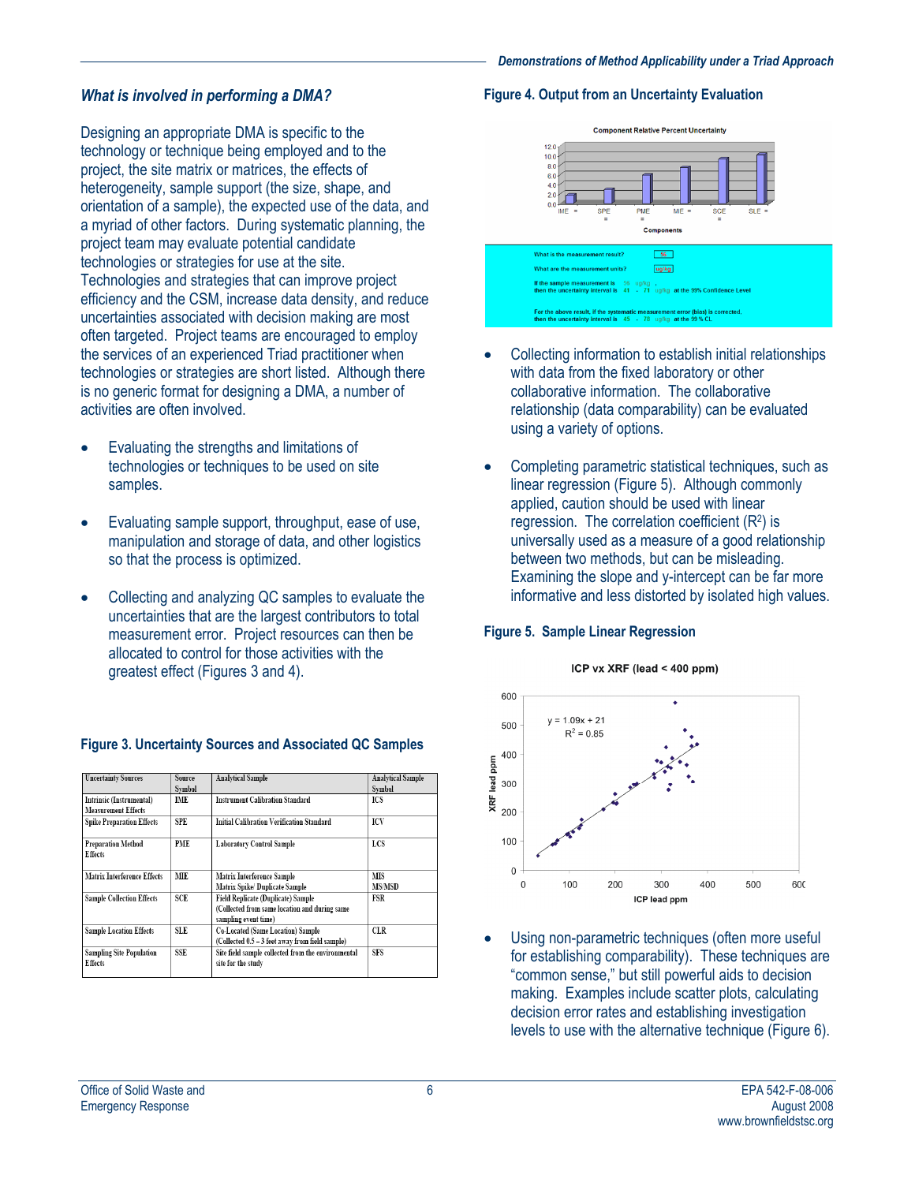### What is involved in performing a DMA?

Designing an appropriate DMA is specific to the technology or technique being employed and to the project, the site matrix or matrices, the effects of heterogeneity, sample support (the size, shape, and orientation of a sample), the expected use of the data, and a myriad of other factors. During systematic planning, the project team may evaluate potential candidate technologies or strategies for use at the site. Technologies and strategies that can improve project efficiency and the CSM, increase data density, and reduce uncertainties associated with decision making are most often targeted. Project teams are encouraged to employ the services of an experienced Triad practitioner when technologies or strategies are short listed. Although there is no generic format for designing a DMA, a number of activities are often involved.

- Evaluating the strengths and limitations of technologies or techniques to be used on site samples.
- Evaluating sample support, throughput, ease of use, manipulation and storage of data, and other logistics so that the process is optimized.
- Collecting and analyzing QC samples to evaluate the uncertainties that are the largest contributors to total measurement error. Project resources can then be allocated to control for those activities with the greatest effect (Figures 3 and 4).

**Figure 3. Uncertainty Sources and Associated QC Samples**

| Uncertainty Sources | Source Symbol | Analytical Sample | Analytical Sample Symbol |
|---|---|---|---|
| Intrinsic (Instrumental) Measurement Effects | IME | Instrument Calibration Standard | ICS |
| Spike Preparation Effects | SPE | Initial Calibration Verification Standard | ICV |
| Preparation Method Effects | PME | Laboratory Control Sample | LCS |
| Matrix Interference Effects | MIE | Matrix Interference Sample<br>Matrix Spike/ Duplicate Sample | MIS<br>MS/MSD |
| Sample Collection Effects | SCE | Field Replicate (Duplicate) Sample (Collected from same location and during same sampling event time) | FSR |
| Sample Location Effects | SLE | Co-Located (Same Location) Sample (Collected 0.5 – 3 feet away from field sample) | CLR |
| Sampling Site Population Effects | SSE | Site field sample collected from the environmental site for the study | SFS |

**Figure 4. Output from an Uncertainty Evaluation**

Component Relative Percent Uncertainty

12.0
10.0
8.0
6.0
4.0
2.0
0.0

IME = SPE = PME = MIE = SCE = SLE =

Components

What is the measurement result? 56

What are the measurement units? ug/kg

If the sample measurement is 56 ug/kg ,
then the uncertainty interval is 41 - 71 ug/kg at the 99% Confidence Level

For the above result, if the systematic measurement error (bias) is corrected,
then the uncertainty interval is 45 - 78 ug/kg at the 99 % CL

- Collecting information to establish initial relationships with data from the fixed laboratory or other collaborative information. The collaborative relationship (data comparability) can be evaluated using a variety of options.
- Completing parametric statistical techniques, such as linear regression (Figure 5). Although commonly applied, caution should be used with linear regression. The correlation coefficient ($R^2$) is universally used as a measure of a good relationship between two methods, but can be misleading. Examining the slope and y-intercept can be far more informative and less distorted by isolated high values.

**Figure 5. Sample Linear Regression**

ICP vx XRF (lead < 400 ppm)

$y = 1.09x + 21$
$R^2 = 0.85$

XRF lead ppm

600
500
400
300
200
100
0

0 100 200 300 400 500 600

ICP lead ppm

- Using non-parametric techniques (often more useful for establishing comparability). These techniques are "common sense," but still powerful aids to decision making. Examples include scatter plots, calculating decision error rates and establishing investigation levels to use with the alternative technique (Figure 6).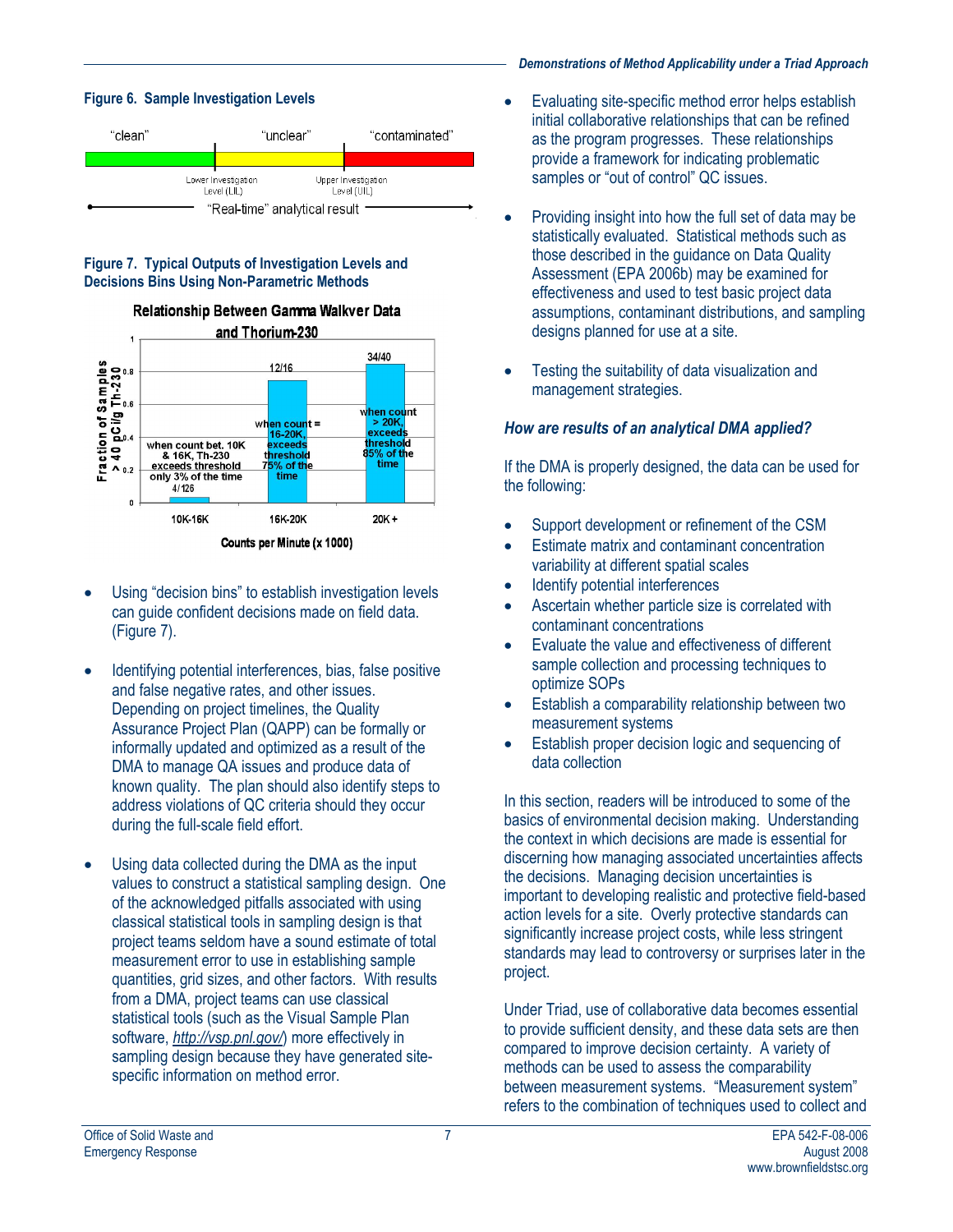**Figure 6. Sample Investigation Levels**

"clean"

"unclear"

"contaminated"

Lower Investigation Level (LIL)

Upper Investigation Level (UIL)

"Real-time" analytical result

**Figure 7. Typical Outputs of Investigation Levels and Decisions Bins Using Non-Parametric Methods**

Relationship Between Gamma Walkver Data and Thorium-230

Fraction of Samples > 40 pCi/g Th-230

1

0.8

0.6

0.4

0.2

0

when count bet. 10K & 16K, Th-230 exceeds threshold only 3% of the time

4/126

12/16

when count = 16-20K, exceeds threshold 75% of the time

34/40

when count > 20K, exceeds threshold 85% of the time

10K-16K

16K-20K

20K +

Counts per Minute (x 1000)

- Using "decision bins" to establish investigation levels can guide confident decisions made on field data. (Figure 7).
- Identifying potential interferences, bias, false positive and false negative rates, and other issues. Depending on project timelines, the Quality Assurance Project Plan (QAPP) can be formally or informally updated and optimized as a result of the DMA to manage QA issues and produce data of known quality. The plan should also identify steps to address violations of QC criteria should they occur during the full-scale field effort.
- Using data collected during the DMA as the input values to construct a statistical sampling design. One of the acknowledged pitfalls associated with using classical statistical tools in sampling design is that project teams seldom have a sound estimate of total measurement error to use in establishing sample quantities, grid sizes, and other factors. With results from a DMA, project teams can use classical statistical tools (such as the Visual Sample Plan software, *http://vsp.pnl.gov/*) more effectively in sampling design because they have generated site-specific information on method error.
- Evaluating site-specific method error helps establish initial collaborative relationships that can be refined as the program progresses. These relationships provide a framework for indicating problematic samples or "out of control" QC issues.
- Providing insight into how the full set of data may be statistically evaluated. Statistical methods such as those described in the guidance on Data Quality Assessment (EPA 2006b) may be examined for effectiveness and used to test basic project data assumptions, contaminant distributions, and sampling designs planned for use at a site.
- Testing the suitability of data visualization and management strategies.

### *How are results of an analytical DMA applied?*

If the DMA is properly designed, the data can be used for the following:

- Support development or refinement of the CSM
- Estimate matrix and contaminant concentration variability at different spatial scales
- Identify potential interferences
- Ascertain whether particle size is correlated with contaminant concentrations
- Evaluate the value and effectiveness of different sample collection and processing techniques to optimize SOPs
- Establish a comparability relationship between two measurement systems
- Establish proper decision logic and sequencing of data collection

In this section, readers will be introduced to some of the basics of environmental decision making. Understanding the context in which decisions are made is essential for discerning how managing associated uncertainties affects the decisions. Managing decision uncertainties is important to developing realistic and protective field-based action levels for a site. Overly protective standards can significantly increase project costs, while less stringent standards may lead to controversy or surprises later in the project.

Under Triad, use of collaborative data becomes essential to provide sufficient density, and these data sets are then compared to improve decision certainty. A variety of methods can be used to assess the comparability between measurement systems. "Measurement system" refers to the combination of techniques used to collect and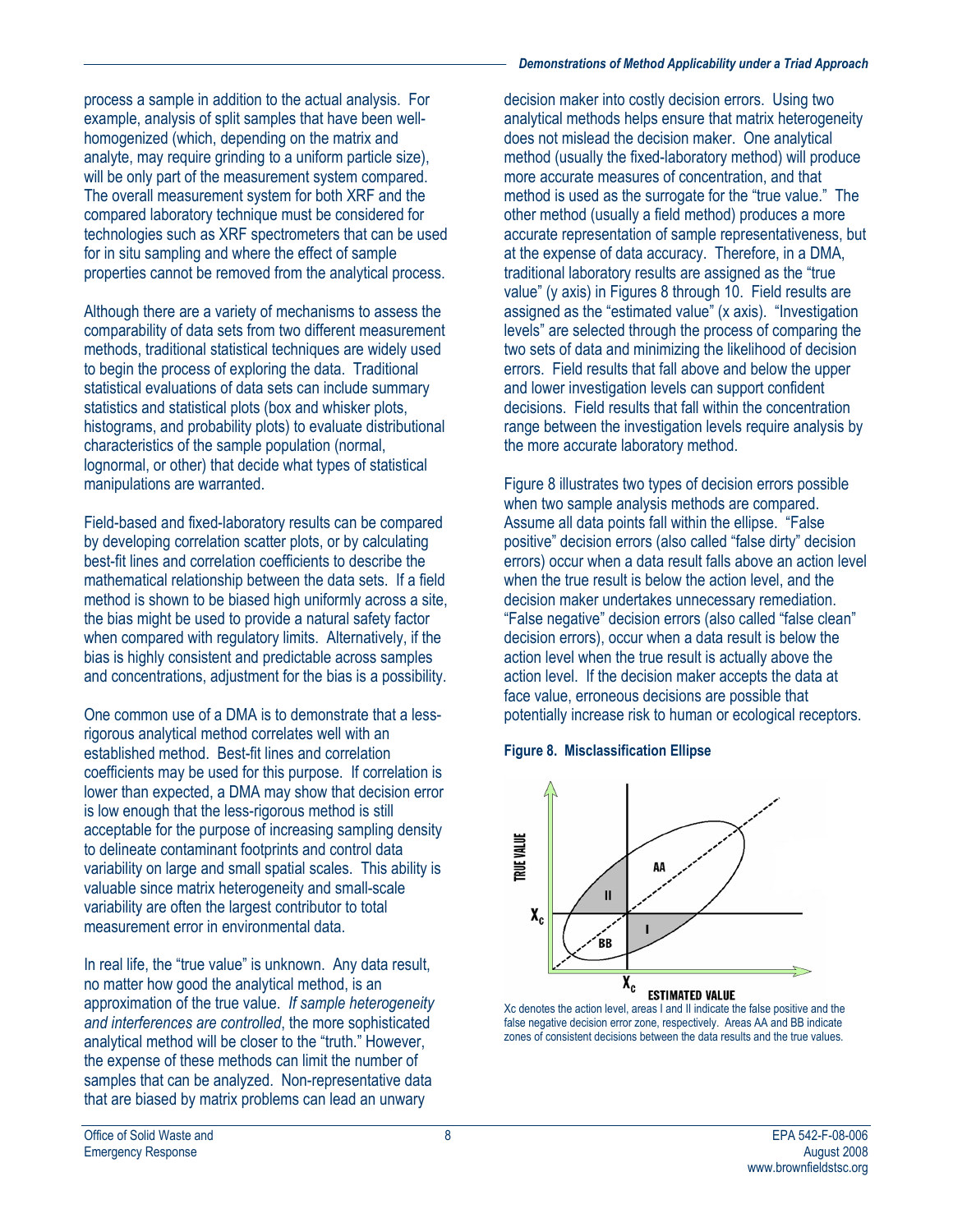process a sample in addition to the actual analysis. For example, analysis of split samples that have been well-homogenized (which, depending on the matrix and analyte, may require grinding to a uniform particle size), will be only part of the measurement system compared. The overall measurement system for both XRF and the compared laboratory technique must be considered for technologies such as XRF spectrometers that can be used for in situ sampling and where the effect of sample properties cannot be removed from the analytical process.

Although there are a variety of mechanisms to assess the comparability of data sets from two different measurement methods, traditional statistical techniques are widely used to begin the process of exploring the data. Traditional statistical evaluations of data sets can include summary statistics and statistical plots (box and whisker plots, histograms, and probability plots) to evaluate distributional characteristics of the sample population (normal, lognormal, or other) that decide what types of statistical manipulations are warranted.

Field-based and fixed-laboratory results can be compared by developing correlation scatter plots, or by calculating best-fit lines and correlation coefficients to describe the mathematical relationship between the data sets. If a field method is shown to be biased high uniformly across a site, the bias might be used to provide a natural safety factor when compared with regulatory limits. Alternatively, if the bias is highly consistent and predictable across samples and concentrations, adjustment for the bias is a possibility.

One common use of a DMA is to demonstrate that a less-rigorous analytical method correlates well with an established method. Best-fit lines and correlation coefficients may be used for this purpose. If correlation is lower than expected, a DMA may show that decision error is low enough that the less-rigorous method is still acceptable for the purpose of increasing sampling density to delineate contaminant footprints and control data variability on large and small spatial scales. This ability is valuable since matrix heterogeneity and small-scale variability are often the largest contributor to total measurement error in environmental data.

In real life, the "true value" is unknown. Any data result, no matter how good the analytical method, is an approximation of the true value. *If sample heterogeneity and interferences are controlled*, the more sophisticated analytical method will be closer to the "truth." However, the expense of these methods can limit the number of samples that can be analyzed. Non-representative data that are biased by matrix problems can lead an unwary decision maker into costly decision errors. Using two analytical methods helps ensure that matrix heterogeneity does not mislead the decision maker. One analytical method (usually the fixed-laboratory method) will produce more accurate measures of concentration, and that method is used as the surrogate for the "true value." The other method (usually a field method) produces a more accurate representation of sample representativeness, but at the expense of data accuracy. Therefore, in a DMA, traditional laboratory results are assigned as the "true value" (y axis) in Figures 8 through 10. Field results are assigned as the "estimated value" (x axis). "Investigation levels" are selected through the process of comparing the two sets of data and minimizing the likelihood of decision errors. Field results that fall above and below the upper and lower investigation levels can support confident decisions. Field results that fall within the concentration range between the investigation levels require analysis by the more accurate laboratory method.

Figure 8 illustrates two types of decision errors possible when two sample analysis methods are compared. Assume all data points fall within the ellipse. "False positive" decision errors (also called "false dirty" decision errors) occur when a data result falls above an action level when the true result is below the action level, and the decision maker undertakes unnecessary remediation. "False negative" decision errors (also called "false clean" decision errors), occur when a data result is below the action level when the true result is actually above the action level. If the decision maker accepts the data at face value, erroneous decisions are possible that potentially increase risk to human or ecological receptors.

**Figure 8. Misclassification Ellipse**

TRUE VALUE

AA

II

$X_c$

I

BB

$X_c$

ESTIMATED VALUE

Xc denotes the action level, areas I and II indicate the false positive and the false negative decision error zone, respectively. Areas AA and BB indicate zones of consistent decisions between the data results and the true values.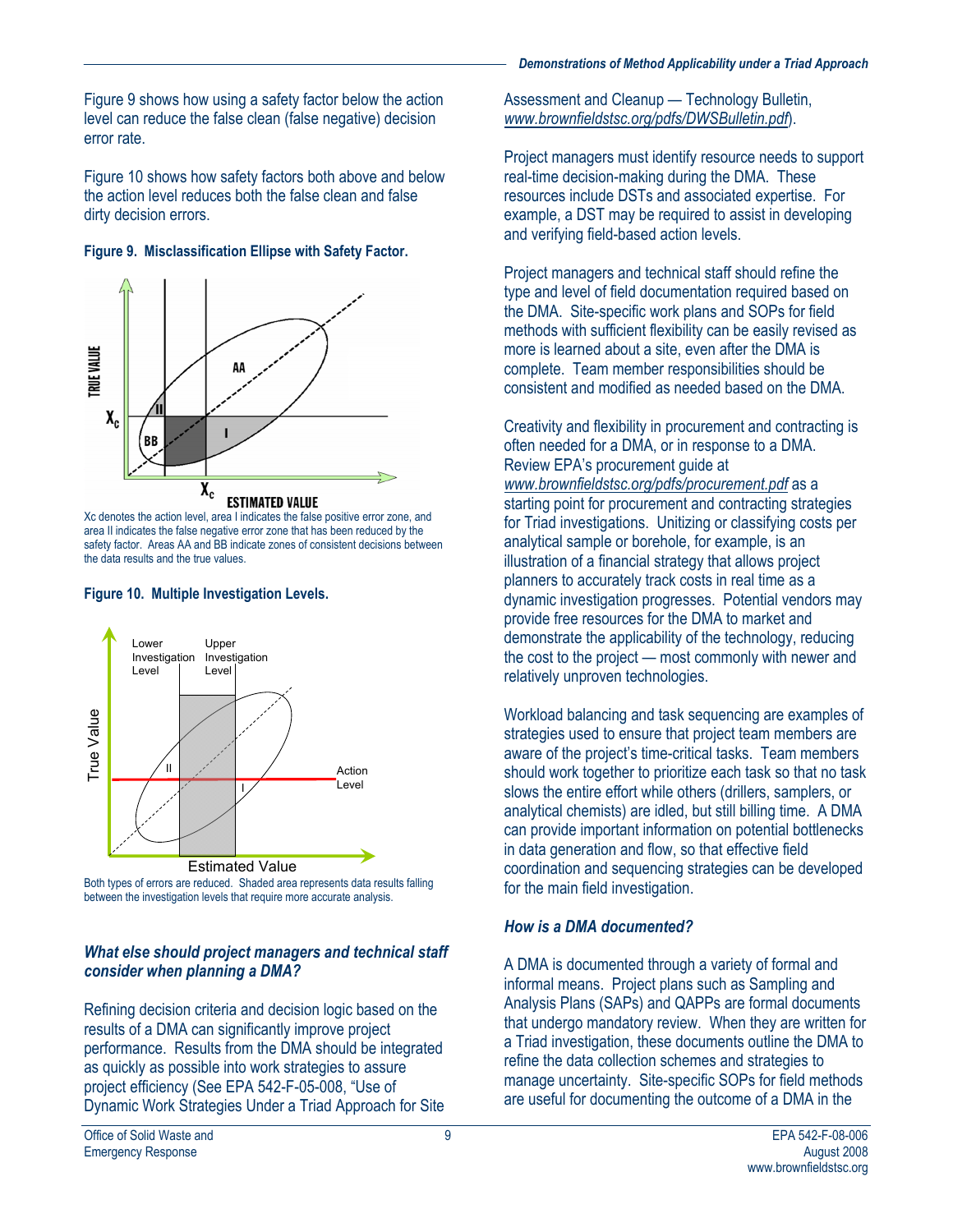Figure 9 shows how using a safety factor below the action level can reduce the false clean (false negative) decision error rate.

Figure 10 shows how safety factors both above and below the action level reduces both the false clean and false dirty decision errors.

**Figure 9. Misclassification Ellipse with Safety Factor.**

TRUE VALUE

$X_c$

AA

II

BB

I

$X_c$

ESTIMATED VALUE

Xc denotes the action level, area I indicates the false positive error zone, and area II indicates the false negative error zone that has been reduced by the safety factor. Areas AA and BB indicate zones of consistent decisions between the data results and the true values.

**Figure 10. Multiple Investigation Levels.**

Lower Investigation Level

Upper Investigation Level

True Value

II

I

Action Level

Estimated Value

Both types of errors are reduced. Shaded area represents data results falling between the investigation levels that require more accurate analysis.

### *What else should project managers and technical staff consider when planning a DMA?*

Refining decision criteria and decision logic based on the results of a DMA can significantly improve project performance. Results from the DMA should be integrated as quickly as possible into work strategies to assure project efficiency (See EPA 542-F-05-008, "Use of Dynamic Work Strategies Under a Triad Approach for Site Assessment and Cleanup — Technology Bulletin, *www.brownfieldstsc.org/pdfs/DWSBulletin.pdf*).

Project managers must identify resource needs to support real-time decision-making during the DMA. These resources include DSTs and associated expertise. For example, a DST may be required to assist in developing and verifying field-based action levels.

Project managers and technical staff should refine the type and level of field documentation required based on the DMA. Site-specific work plans and SOPs for field methods with sufficient flexibility can be easily revised as more is learned about a site, even after the DMA is complete. Team member responsibilities should be consistent and modified as needed based on the DMA.

Creativity and flexibility in procurement and contracting is often needed for a DMA, or in response to a DMA. Review EPA's procurement guide at *www.brownfieldstsc.org/pdfs/procurement.pdf* as a starting point for procurement and contracting strategies for Triad investigations. Unitizing or classifying costs per analytical sample or borehole, for example, is an illustration of a financial strategy that allows project planners to accurately track costs in real time as a dynamic investigation progresses. Potential vendors may provide free resources for the DMA to market and demonstrate the applicability of the technology, reducing the cost to the project — most commonly with newer and relatively unproven technologies.

Workload balancing and task sequencing are examples of strategies used to ensure that project team members are aware of the project's time-critical tasks. Team members should work together to prioritize each task so that no task slows the entire effort while others (drillers, samplers, or analytical chemists) are idled, but still billing time. A DMA can provide important information on potential bottlenecks in data generation and flow, so that effective field coordination and sequencing strategies can be developed for the main field investigation.

### *How is a DMA documented?*

A DMA is documented through a variety of formal and informal means. Project plans such as Sampling and Analysis Plans (SAPs) and QAPPs are formal documents that undergo mandatory review. When they are written for a Triad investigation, these documents outline the DMA to refine the data collection schemes and strategies to manage uncertainty. Site-specific SOPs for field methods are useful for documenting the outcome of a DMA in the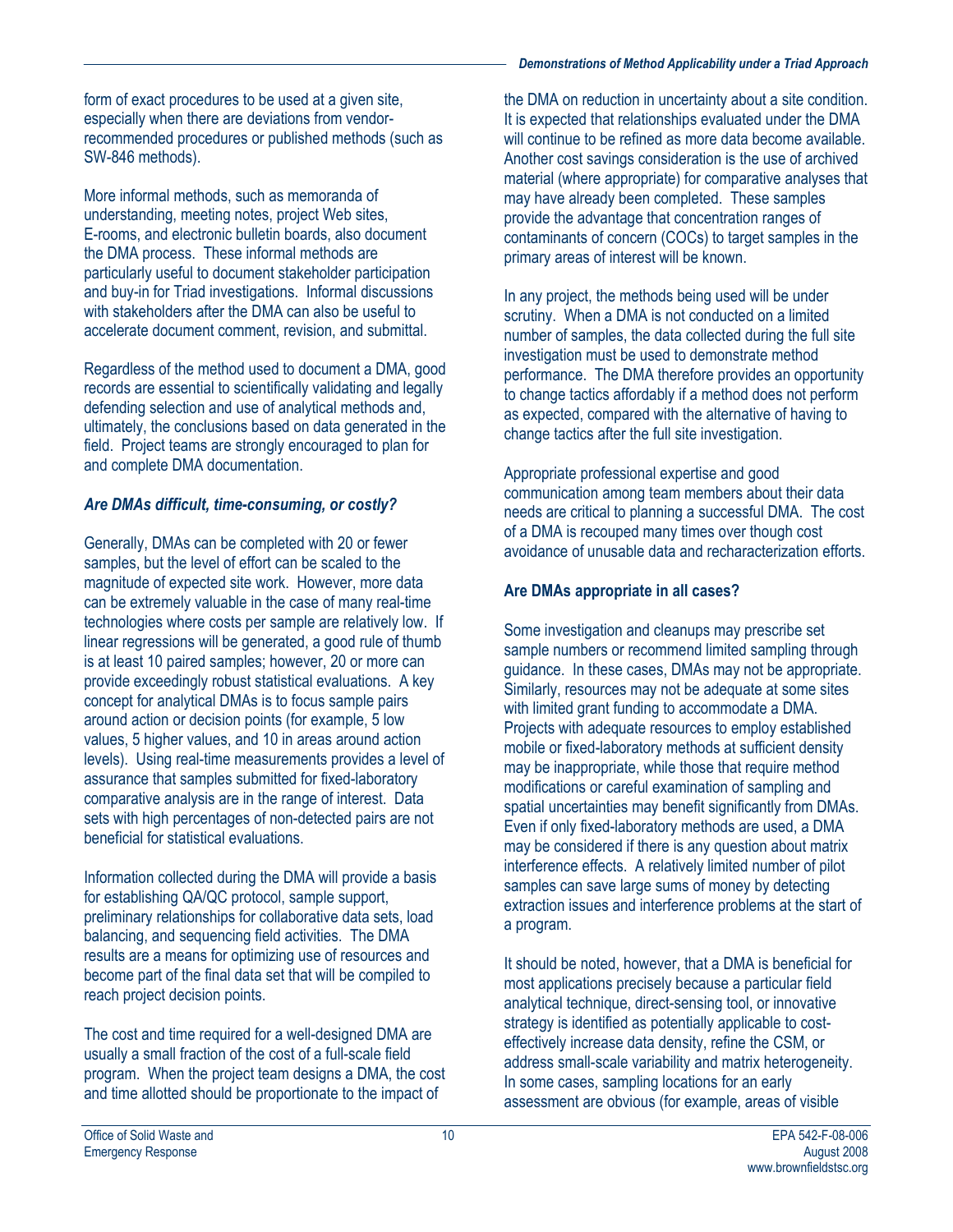form of exact procedures to be used at a given site, especially when there are deviations from vendor-recommended procedures or published methods (such as SW-846 methods).

More informal methods, such as memoranda of understanding, meeting notes, project Web sites, E-rooms, and electronic bulletin boards, also document the DMA process. These informal methods are particularly useful to document stakeholder participation and buy-in for Triad investigations. Informal discussions with stakeholders after the DMA can also be useful to accelerate document comment, revision, and submittal.

Regardless of the method used to document a DMA, good records are essential to scientifically validating and legally defending selection and use of analytical methods and, ultimately, the conclusions based on data generated in the field. Project teams are strongly encouraged to plan for and complete DMA documentation.

### *Are DMAs difficult, time-consuming, or costly?*

Generally, DMAs can be completed with 20 or fewer samples, but the level of effort can be scaled to the magnitude of expected site work. However, more data can be extremely valuable in the case of many real-time technologies where costs per sample are relatively low. If linear regressions will be generated, a good rule of thumb is at least 10 paired samples; however, 20 or more can provide exceedingly robust statistical evaluations. A key concept for analytical DMAs is to focus sample pairs around action or decision points (for example, 5 low values, 5 higher values, and 10 in areas around action levels). Using real-time measurements provides a level of assurance that samples submitted for fixed-laboratory comparative analysis are in the range of interest. Data sets with high percentages of non-detected pairs are not beneficial for statistical evaluations.

Information collected during the DMA will provide a basis for establishing QA/QC protocol, sample support, preliminary relationships for collaborative data sets, load balancing, and sequencing field activities. The DMA results are a means for optimizing use of resources and become part of the final data set that will be compiled to reach project decision points.

The cost and time required for a well-designed DMA are usually a small fraction of the cost of a full-scale field program. When the project team designs a DMA, the cost and time allotted should be proportionate to the impact of the DMA on reduction in uncertainty about a site condition. It is expected that relationships evaluated under the DMA will continue to be refined as more data become available. Another cost savings consideration is the use of archived material (where appropriate) for comparative analyses that may have already been completed. These samples provide the advantage that concentration ranges of contaminants of concern (COCs) to target samples in the primary areas of interest will be known.

In any project, the methods being used will be under scrutiny. When a DMA is not conducted on a limited number of samples, the data collected during the full site investigation must be used to demonstrate method performance. The DMA therefore provides an opportunity to change tactics affordably if a method does not perform as expected, compared with the alternative of having to change tactics after the full site investigation.

Appropriate professional expertise and good communication among team members about their data needs are critical to planning a successful DMA. The cost of a DMA is recouped many times over though cost avoidance of unusable data and recharacterization efforts.

### **Are DMAs appropriate in all cases?**

Some investigation and cleanups may prescribe set sample numbers or recommend limited sampling through guidance. In these cases, DMAs may not be appropriate. Similarly, resources may not be adequate at some sites with limited grant funding to accommodate a DMA. Projects with adequate resources to employ established mobile or fixed-laboratory methods at sufficient density may be inappropriate, while those that require method modifications or careful examination of sampling and spatial uncertainties may benefit significantly from DMAs. Even if only fixed-laboratory methods are used, a DMA may be considered if there is any question about matrix interference effects. A relatively limited number of pilot samples can save large sums of money by detecting extraction issues and interference problems at the start of a program.

It should be noted, however, that a DMA is beneficial for most applications precisely because a particular field analytical technique, direct-sensing tool, or innovative strategy is identified as potentially applicable to cost-effectively increase data density, refine the CSM, or address small-scale variability and matrix heterogeneity. In some cases, sampling locations for an early assessment are obvious (for example, areas of visible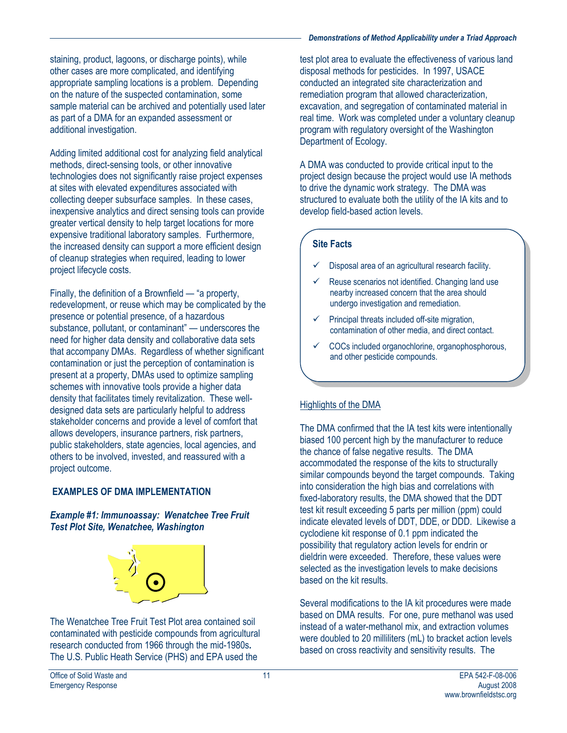staining, product, lagoons, or discharge points), while other cases are more complicated, and identifying appropriate sampling locations is a problem. Depending on the nature of the suspected contamination, some sample material can be archived and potentially used later as part of a DMA for an expanded assessment or additional investigation.

Adding limited additional cost for analyzing field analytical methods, direct-sensing tools, or other innovative technologies does not significantly raise project expenses at sites with elevated expenditures associated with collecting deeper subsurface samples. In these cases, inexpensive analytics and direct sensing tools can provide greater vertical density to help target locations for more expensive traditional laboratory samples. Furthermore, the increased density can support a more efficient design of cleanup strategies when required, leading to lower project lifecycle costs.

Finally, the definition of a Brownfield — "a property, redevelopment, or reuse which may be complicated by the presence or potential presence, of a hazardous substance, pollutant, or contaminant" — underscores the need for higher data density and collaborative data sets that accompany DMAs. Regardless of whether significant contamination or just the perception of contamination is present at a property, DMAs used to optimize sampling schemes with innovative tools provide a higher data density that facilitates timely revitalization. These well-designed data sets are particularly helpful to address stakeholder concerns and provide a level of comfort that allows developers, insurance partners, risk partners, public stakeholders, state agencies, local agencies, and others to be involved, invested, and reassured with a project outcome.

## EXAMPLES OF DMA IMPLEMENTATION

### *Example #1: Immunoassay: Wenatchee Tree Fruit Test Plot Site, Wenatchee, Washington*

The Wenatchee Tree Fruit Test Plot area contained soil contaminated with pesticide compounds from agricultural research conducted from 1966 through the mid-1980s. The U.S. Public Heath Service (PHS) and EPA used the test plot area to evaluate the effectiveness of various land disposal methods for pesticides. In 1997, USACE conducted an integrated site characterization and remediation program that allowed characterization, excavation, and segregation of contaminated material in real time. Work was completed under a voluntary cleanup program with regulatory oversight of the Washington Department of Ecology.

A DMA was conducted to provide critical input to the project design because the project would use IA methods to drive the dynamic work strategy. The DMA was structured to evaluate both the utility of the IA kits and to develop field-based action levels.

**Site Facts**

- ✓ Disposal area of an agricultural research facility.
- ✓ Reuse scenarios not identified. Changing land use nearby increased concern that the area should undergo investigation and remediation.
- ✓ Principal threats included off-site migration, contamination of other media, and direct contact.
- ✓ COCs included organochlorine, organophosphorous, and other pesticide compounds.

Highlights of the DMA

The DMA confirmed that the IA test kits were intentionally biased 100 percent high by the manufacturer to reduce the chance of false negative results. The DMA accommodated the response of the kits to structurally similar compounds beyond the target compounds. Taking into consideration the high bias and correlations with fixed-laboratory results, the DMA showed that the DDT test kit result exceeding 5 parts per million (ppm) could indicate elevated levels of DDT, DDE, or DDD. Likewise a cyclodiene kit response of 0.1 ppm indicated the possibility that regulatory action levels for endrin or dieldrin were exceeded. Therefore, these values were selected as the investigation levels to make decisions based on the kit results.

Several modifications to the IA kit procedures were made based on DMA results. For one, pure methanol was used instead of a water-methanol mix, and extraction volumes were doubled to 20 milliliters (mL) to bracket action levels based on cross reactivity and sensitivity results. The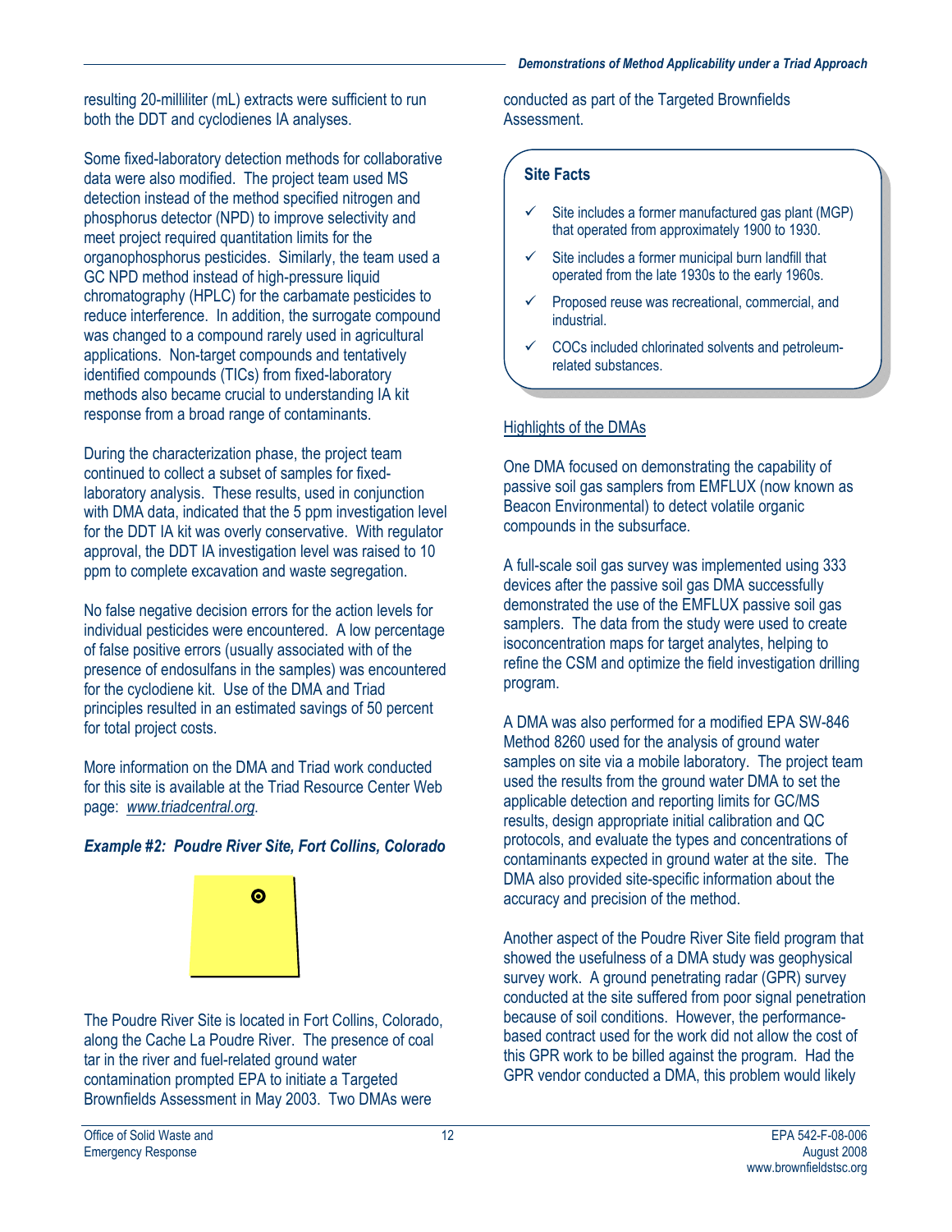resulting 20-milliliter (mL) extracts were sufficient to run both the DDT and cyclodienes IA analyses.

Some fixed-laboratory detection methods for collaborative data were also modified. The project team used MS detection instead of the method specified nitrogen and phosphorus detector (NPD) to improve selectivity and meet project required quantitation limits for the organophosphorus pesticides. Similarly, the team used a GC NPD method instead of high-pressure liquid chromatography (HPLC) for the carbamate pesticides to reduce interference. In addition, the surrogate compound was changed to a compound rarely used in agricultural applications. Non-target compounds and tentatively identified compounds (TICs) from fixed-laboratory methods also became crucial to understanding IA kit response from a broad range of contaminants.

During the characterization phase, the project team continued to collect a subset of samples for fixed-laboratory analysis. These results, used in conjunction with DMA data, indicated that the 5 ppm investigation level for the DDT IA kit was overly conservative. With regulator approval, the DDT IA investigation level was raised to 10 ppm to complete excavation and waste segregation.

No false negative decision errors for the action levels for individual pesticides were encountered. A low percentage of false positive errors (usually associated with of the presence of endosulfans in the samples) was encountered for the cyclodiene kit. Use of the DMA and Triad principles resulted in an estimated savings of 50 percent for total project costs.

More information on the DMA and Triad work conducted for this site is available at the Triad Resource Center Web page: *www.triadcentral.org*.

### *Example #2: Poudre River Site, Fort Collins, Colorado*

The Poudre River Site is located in Fort Collins, Colorado, along the Cache La Poudre River. The presence of coal tar in the river and fuel-related ground water contamination prompted EPA to initiate a Targeted Brownfields Assessment in May 2003. Two DMAs were conducted as part of the Targeted Brownfields Assessment.

**Site Facts**

- ✓ Site includes a former manufactured gas plant (MGP) that operated from approximately 1900 to 1930.
- ✓ Site includes a former municipal burn landfill that operated from the late 1930s to the early 1960s.
- ✓ Proposed reuse was recreational, commercial, and industrial.
- ✓ COCs included chlorinated solvents and petroleum-related substances.

Highlights of the DMAs

One DMA focused on demonstrating the capability of passive soil gas samplers from EMFLUX (now known as Beacon Environmental) to detect volatile organic compounds in the subsurface.

A full-scale soil gas survey was implemented using 333 devices after the passive soil gas DMA successfully demonstrated the use of the EMFLUX passive soil gas samplers. The data from the study were used to create isoconcentration maps for target analytes, helping to refine the CSM and optimize the field investigation drilling program.

A DMA was also performed for a modified EPA SW-846 Method 8260 used for the analysis of ground water samples on site via a mobile laboratory. The project team used the results from the ground water DMA to set the applicable detection and reporting limits for GC/MS results, design appropriate initial calibration and QC protocols, and evaluate the types and concentrations of contaminants expected in ground water at the site. The DMA also provided site-specific information about the accuracy and precision of the method.

Another aspect of the Poudre River Site field program that showed the usefulness of a DMA study was geophysical survey work. A ground penetrating radar (GPR) survey conducted at the site suffered from poor signal penetration because of soil conditions. However, the performance-based contract used for the work did not allow the cost of this GPR work to be billed against the program. Had the GPR vendor conducted a DMA, this problem would likely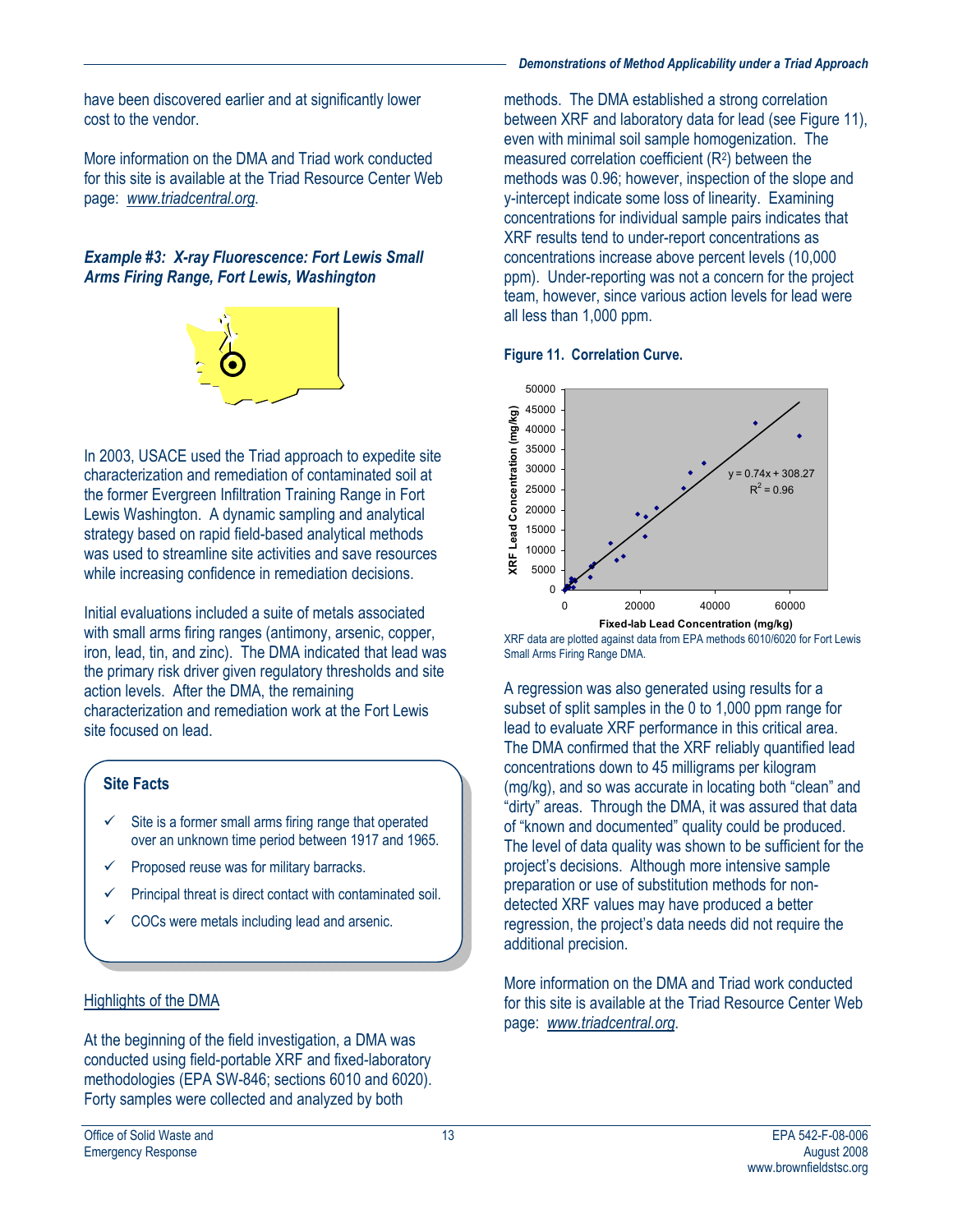have been discovered earlier and at significantly lower cost to the vendor.

More information on the DMA and Triad work conducted for this site is available at the Triad Resource Center Web page: *www.triadcentral.org*.

### *Example #3: X-ray Fluorescence: Fort Lewis Small Arms Firing Range, Fort Lewis, Washington*

In 2003, USACE used the Triad approach to expedite site characterization and remediation of contaminated soil at the former Evergreen Infiltration Training Range in Fort Lewis Washington. A dynamic sampling and analytical strategy based on rapid field-based analytical methods was used to streamline site activities and save resources while increasing confidence in remediation decisions.

Initial evaluations included a suite of metals associated with small arms firing ranges (antimony, arsenic, copper, iron, lead, tin, and zinc). The DMA indicated that lead was the primary risk driver given regulatory thresholds and site action levels. After the DMA, the remaining characterization and remediation work at the Fort Lewis site focused on lead.

**Site Facts**

- ✓ Site is a former small arms firing range that operated over an unknown time period between 1917 and 1965.
- ✓ Proposed reuse was for military barracks.
- ✓ Principal threat is direct contact with contaminated soil.
- ✓ COCs were metals including lead and arsenic.

Highlights of the DMA

At the beginning of the field investigation, a DMA was conducted using field-portable XRF and fixed-laboratory methodologies (EPA SW-846; sections 6010 and 6020). Forty samples were collected and analyzed by both methods. The DMA established a strong correlation between XRF and laboratory data for lead (see Figure 11), even with minimal soil sample homogenization. The measured correlation coefficient ($R^2$) between the methods was 0.96; however, inspection of the slope and y-intercept indicate some loss of linearity. Examining concentrations for individual sample pairs indicates that XRF results tend to under-report concentrations as concentrations increase above percent levels (10,000 ppm). Under-reporting was not a concern for the project team, however, since various action levels for lead were all less than 1,000 ppm.

**Figure 11. Correlation Curve.**

XRF Lead Concentration (mg/kg)
50000
45000
40000
35000
30000
25000
20000
15000
10000
5000
0
0
20000
40000
60000
Fixed-lab Lead Concentration (mg/kg)
$y = 0.74x + 308.27$
$R^2 = 0.96$

XRF data are plotted against data from EPA methods 6010/6020 for Fort Lewis Small Arms Firing Range DMA.

A regression was also generated using results for a subset of split samples in the 0 to 1,000 ppm range for lead to evaluate XRF performance in this critical area. The DMA confirmed that the XRF reliably quantified lead concentrations down to 45 milligrams per kilogram (mg/kg), and so was accurate in locating both "clean" and "dirty" areas. Through the DMA, it was assured that data of "known and documented" quality could be produced. The level of data quality was shown to be sufficient for the project's decisions. Although more intensive sample preparation or use of substitution methods for non-detected XRF values may have produced a better regression, the project's data needs did not require the additional precision.

More information on the DMA and Triad work conducted for this site is available at the Triad Resource Center Web page: *www.triadcentral.org*.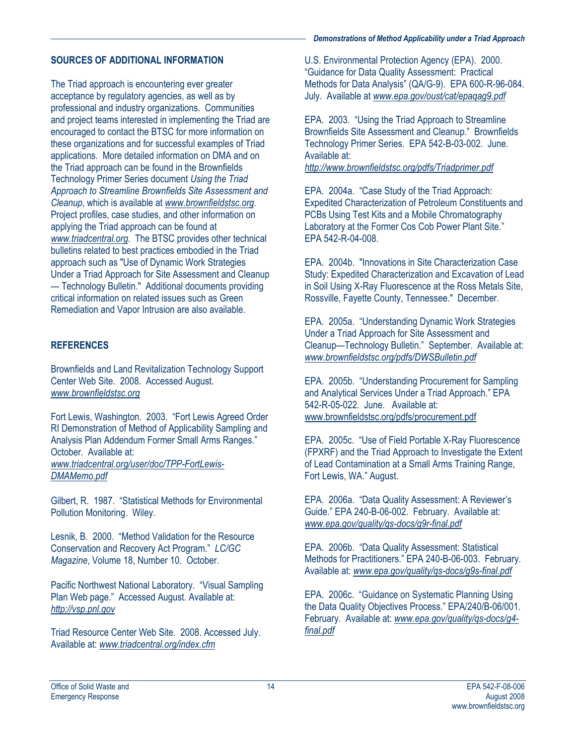## SOURCES OF ADDITIONAL INFORMATION

The Triad approach is encountering ever greater acceptance by regulatory agencies, as well as by professional and industry organizations. Communities and project teams interested in implementing the Triad are encouraged to contact the BTSC for more information on these organizations and for successful examples of Triad applications. More detailed information on DMA and on the Triad approach can be found in the Brownfields Technology Primer Series document *Using the Triad Approach to Streamline Brownfields Site Assessment and Cleanup*, which is available at *www.brownfieldstsc.org*. Project profiles, case studies, and other information on applying the Triad approach can be found at *www.triadcentral.org*. The BTSC provides other technical bulletins related to best practices embodied in the Triad approach such as "Use of Dynamic Work Strategies Under a Triad Approach for Site Assessment and Cleanup — Technology Bulletin." Additional documents providing critical information on related issues such as Green Remediation and Vapor Intrusion are also available.

## REFERENCES

Brownfields and Land Revitalization Technology Support Center Web Site. 2008. Accessed August. *www.brownfieldstsc.org*

Fort Lewis, Washington. 2003. "Fort Lewis Agreed Order RI Demonstration of Method of Applicability Sampling and Analysis Plan Addendum Former Small Arms Ranges." October. Available at: *www.triadcentral.org/user/doc/TPP-FortLewis-DMAMemo.pdf*

Gilbert, R. 1987. "Statistical Methods for Environmental Pollution Monitoring. Wiley.

Lesnik, B. 2000. "Method Validation for the Resource Conservation and Recovery Act Program." *LC/GC Magazine*, Volume 18, Number 10. October.

Pacific Northwest National Laboratory. "Visual Sampling Plan Web page." Accessed August. Available at: *http://vsp.pnl.gov*

Triad Resource Center Web Site. 2008. Accessed July. Available at: *www.triadcentral.org/index.cfm*

U.S. Environmental Protection Agency (EPA). 2000. "Guidance for Data Quality Assessment: Practical Methods for Data Analysis" (QA/G-9). EPA 600-R-96-084. July. Available at *www.epa.gov/oust/cat/epaqag9.pdf*

EPA. 2003. "Using the Triad Approach to Streamline Brownfields Site Assessment and Cleanup." Brownfields Technology Primer Series. EPA 542-B-03-002. June. Available at: *http://www.brownfieldstsc.org/pdfs/Triadprimer.pdf*

EPA. 2004a. "Case Study of the Triad Approach: Expedited Characterization of Petroleum Constituents and PCBs Using Test Kits and a Mobile Chromatography Laboratory at the Former Cos Cob Power Plant Site." EPA 542-R-04-008.

EPA. 2004b. "Innovations in Site Characterization Case Study: Expedited Characterization and Excavation of Lead in Soil Using X-Ray Fluorescence at the Ross Metals Site, Rossville, Fayette County, Tennessee." December.

EPA. 2005a. "Understanding Dynamic Work Strategies Under a Triad Approach for Site Assessment and Cleanup—Technology Bulletin." September. Available at: *www.brownfieldstsc.org/pdfs/DWSBulletin.pdf*

EPA. 2005b. "Understanding Procurement for Sampling and Analytical Services Under a Triad Approach." EPA 542-R-05-022. June. Available at: www.brownfieldstsc.org/pdfs/procurement.pdf

EPA. 2005c. "Use of Field Portable X-Ray Fluorescence (FPXRF) and the Triad Approach to Investigate the Extent of Lead Contamination at a Small Arms Training Range, Fort Lewis, WA." August.

EPA. 2006a. "Data Quality Assessment: A Reviewer's Guide." EPA 240-B-06-002. February. Available at: *www.epa.gov/quality/qs-docs/g9r-final.pdf*

EPA. 2006b. "Data Quality Assessment: Statistical Methods for Practitioners." EPA 240-B-06-003. February. Available at: *www.epa.gov/quality/qs-docs/g9s-final.pdf*

EPA. 2006c. "Guidance on Systematic Planning Using the Data Quality Objectives Process." EPA/240/B-06/001. February. Available at: *www.epa.gov/quality/qs-docs/g4-final.pdf*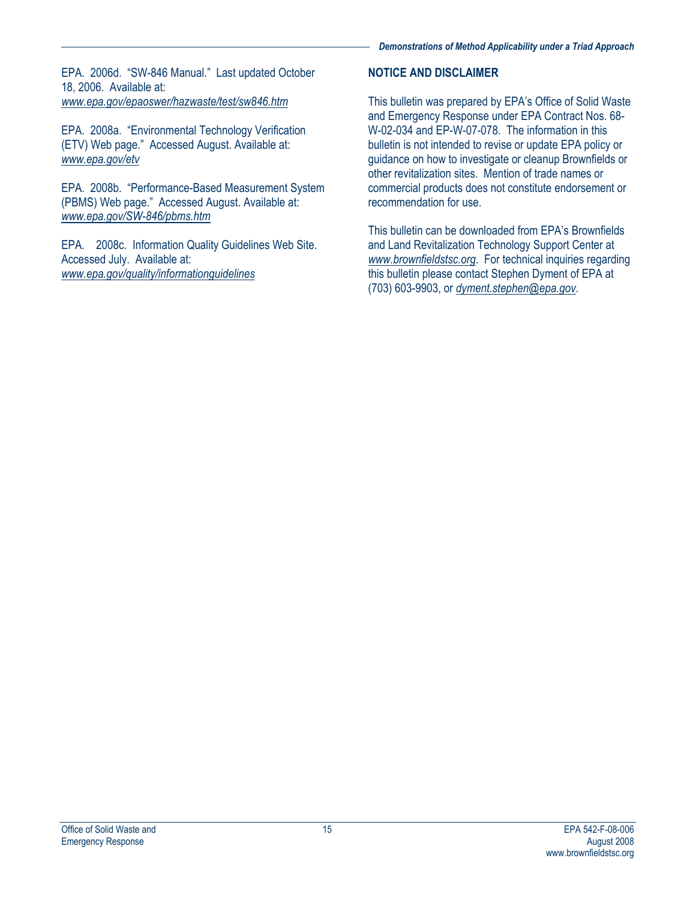EPA. 2006d. "SW-846 Manual." Last updated October 18, 2006. Available at: *www.epa.gov/epaoswer/hazwaste/test/sw846.htm*

EPA. 2008a. "Environmental Technology Verification (ETV) Web page." Accessed August. Available at: *www.epa.gov/etv*

EPA. 2008b. "Performance-Based Measurement System (PBMS) Web page." Accessed August. Available at: *www.epa.gov/SW-846/pbms.htm*

EPA. 2008c. Information Quality Guidelines Web Site. Accessed July. Available at: *www.epa.gov/quality/informationguidelines*

**NOTICE AND DISCLAIMER**

This bulletin was prepared by EPA's Office of Solid Waste and Emergency Response under EPA Contract Nos. 68-W-02-034 and EP-W-07-078. The information in this bulletin is not intended to revise or update EPA policy or guidance on how to investigate or cleanup Brownfields or other revitalization sites. Mention of trade names or commercial products does not constitute endorsement or recommendation for use.

This bulletin can be downloaded from EPA's Brownfields and Land Revitalization Technology Support Center at *www.brownfieldstsc.org*. For technical inquiries regarding this bulletin please contact Stephen Dyment of EPA at (703) 603-9903, or *dyment.stephen@epa.gov*.